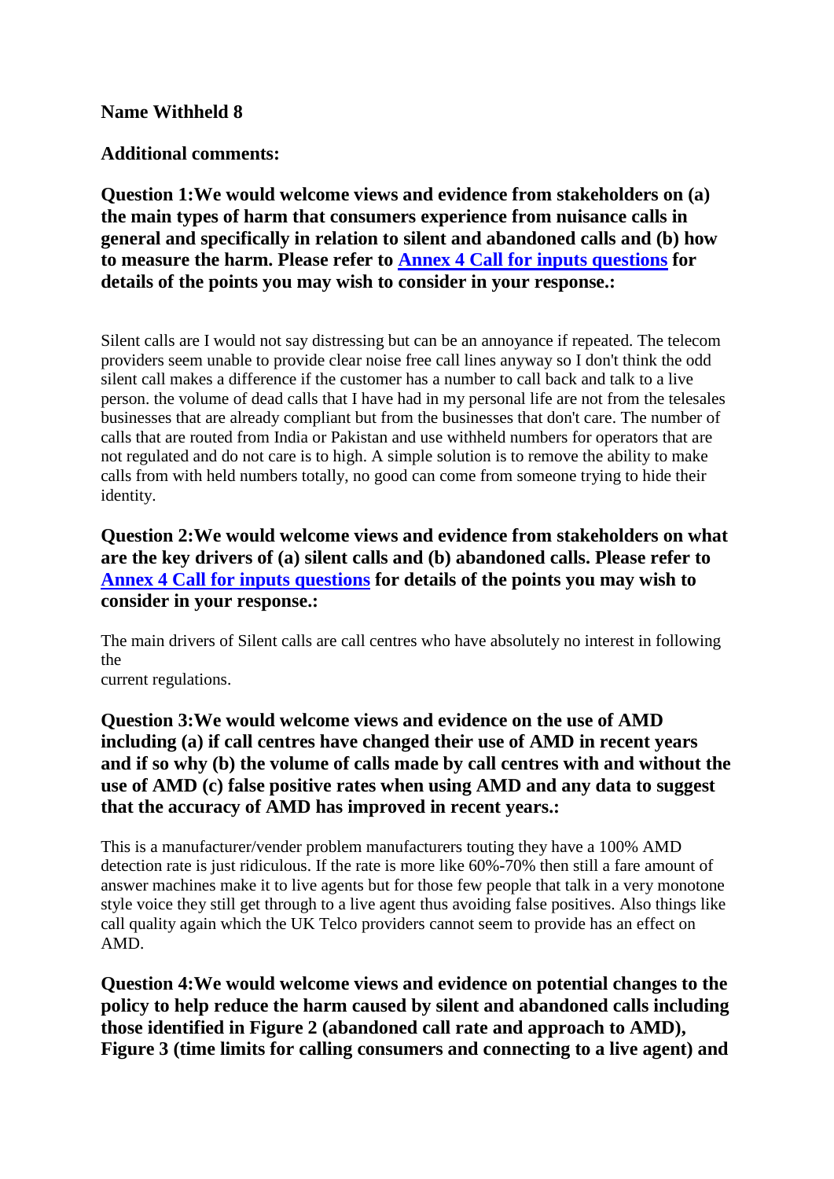**Name Withheld 8**

**Additional comments:**

**Question 1:We would welcome views and evidence from stakeholders on (a) the main types of harm that consumers experience from nuisance calls in general and specifically in relation to silent and abandoned calls and (b) how to measure the harm. Please refer to [Annex 4 Call for inputs questions] for details of the points you may wish to consider in your response.:**

Silent calls are I would not say distressing but can be an annoyance if repeated. The telecom providers seem unable to provide clear noise free call lines anyway so I don't think the odd silent call makes a difference if the customer has a number to call back and talk to a live person. the volume of dead calls that I have had in my personal life are not from the telesales businesses that are already compliant but from the businesses that don't care. The number of calls that are routed from India or Pakistan and use withheld numbers for operators that are not regulated and do not care is to high. A simple solution is to remove the ability to make calls from with held numbers totally, no good can come from someone trying to hide their identity.

**Question 2:We would welcome views and evidence from stakeholders on what are the key drivers of (a) silent calls and (b) abandoned calls. Please refer to [Annex 4 Call for inputs questions] for details of the points you may wish to consider in your response.:**

The main drivers of Silent calls are call centres who have absolutely no interest in following the
current regulations.

**Question 3:We would welcome views and evidence on the use of AMD including (a) if call centres have changed their use of AMD in recent years and if so why (b) the volume of calls made by call centres with and without the use of AMD (c) false positive rates when using AMD and any data to suggest that the accuracy of AMD has improved in recent years.:**

This is a manufacturer/vender problem manufacturers touting they have a 100% AMD detection rate is just ridiculous. If the rate is more like 60%-70% then still a fare amount of answer machines make it to live agents but for those few people that talk in a very monotone style voice they still get through to a live agent thus avoiding false positives. Also things like call quality again which the UK Telco providers cannot seem to provide has an effect on AMD.

**Question 4:We would welcome views and evidence on potential changes to the policy to help reduce the harm caused by silent and abandoned calls including those identified in Figure 2 (abandoned call rate and approach to AMD), Figure 3 (time limits for calling consumers and connecting to a live agent) and**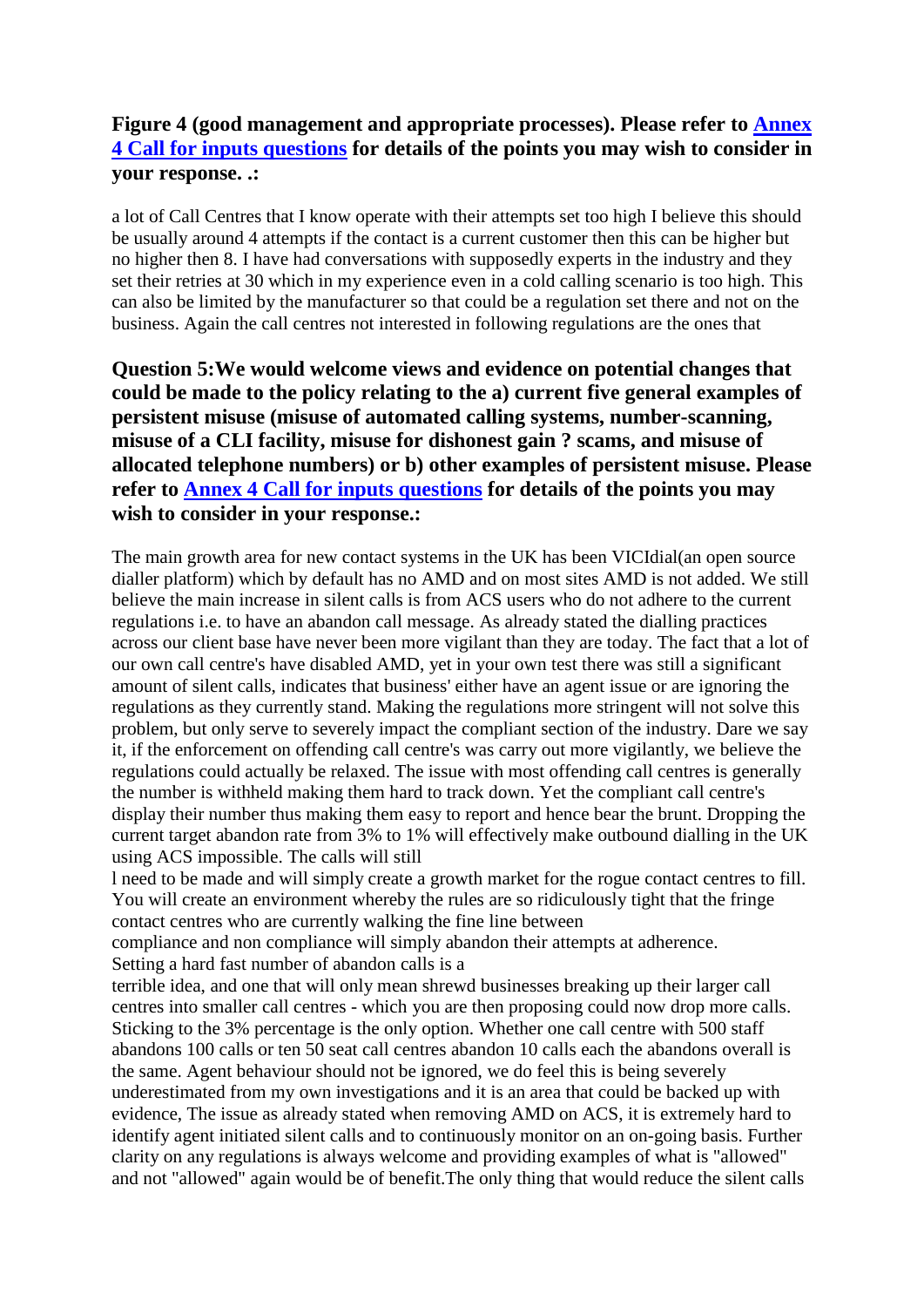**Figure 4 (good management and appropriate processes). Please refer to [Annex 4 Call for inputs questions](#) for details of the points you may wish to consider in your response. .:**

a lot of Call Centres that I know operate with their attempts set too high I believe this should be usually around 4 attempts if the contact is a current customer then this can be higher but no higher then 8. I have had conversations with supposedly experts in the industry and they set their retries at 30 which in my experience even in a cold calling scenario is too high. This can also be limited by the manufacturer so that could be a regulation set there and not on the business. Again the call centres not interested in following regulations are the ones that

**Question 5:We would welcome views and evidence on potential changes that could be made to the policy relating to the a) current five general examples of persistent misuse (misuse of automated calling systems, number-scanning, misuse of a CLI facility, misuse for dishonest gain ? scams, and misuse of allocated telephone numbers) or b) other examples of persistent misuse. Please refer to [Annex 4 Call for inputs questions](#) for details of the points you may wish to consider in your response.:**

The main growth area for new contact systems in the UK has been VICIdial(an open source dialler platform) which by default has no AMD and on most sites AMD is not added. We still believe the main increase in silent calls is from ACS users who do not adhere to the current regulations i.e. to have an abandon call message. As already stated the dialling practices across our client base have never been more vigilant than they are today. The fact that a lot of our own call centre's have disabled AMD, yet in your own test there was still a significant amount of silent calls, indicates that business' either have an agent issue or are ignoring the regulations as they currently stand. Making the regulations more stringent will not solve this problem, but only serve to severely impact the compliant section of the industry. Dare we say it, if the enforcement on offending call centre's was carry out more vigilantly, we believe the regulations could actually be relaxed. The issue with most offending call centres is generally the number is withheld making them hard to track down. Yet the compliant call centre's display their number thus making them easy to report and hence bear the brunt. Dropping the current target abandon rate from 3% to 1% will effectively make outbound dialling in the UK using ACS impossible. The calls will still
l need to be made and will simply create a growth market for the rogue contact centres to fill. You will create an environment whereby the rules are so ridiculously tight that the fringe contact centres who are currently walking the fine line between
compliance and non compliance will simply abandon their attempts at adherence.
Setting a hard fast number of abandon calls is a
terrible idea, and one that will only mean shrewd businesses breaking up their larger call centres into smaller call centres - which you are then proposing could now drop more calls. Sticking to the 3% percentage is the only option. Whether one call centre with 500 staff abandons 100 calls or ten 50 seat call centres abandon 10 calls each the abandons overall is the same. Agent behaviour should not be ignored, we do feel this is being severely underestimated from my own investigations and it is an area that could be backed up with evidence, The issue as already stated when removing AMD on ACS, it is extremely hard to identify agent initiated silent calls and to continuously monitor on an on-going basis. Further clarity on any regulations is always welcome and providing examples of what is "allowed" and not "allowed" again would be of benefit.The only thing that would reduce the silent calls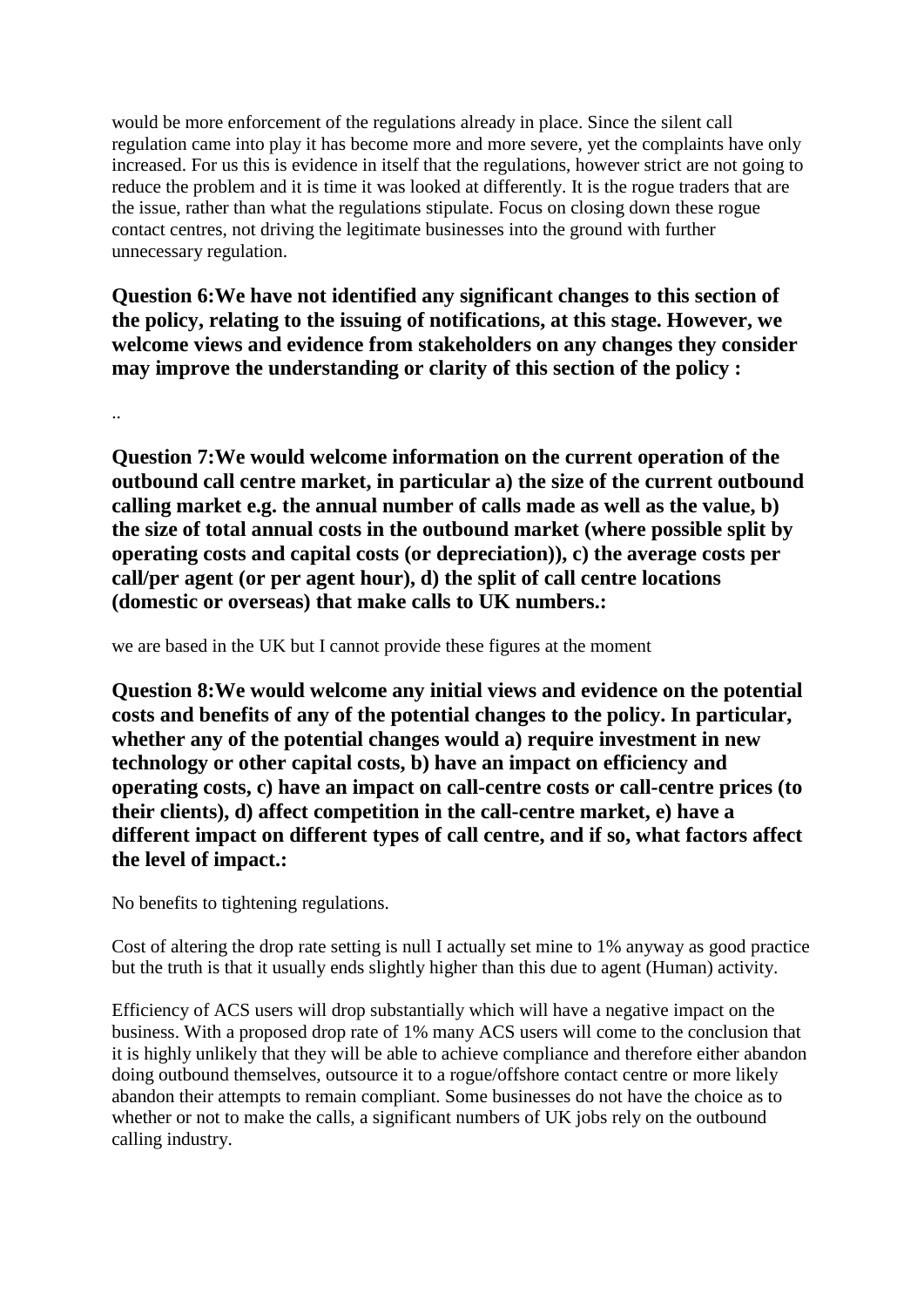would be more enforcement of the regulations already in place. Since the silent call regulation came into play it has become more and more severe, yet the complaints have only increased. For us this is evidence in itself that the regulations, however strict are not going to reduce the problem and it is time it was looked at differently. It is the rogue traders that are the issue, rather than what the regulations stipulate. Focus on closing down these rogue contact centres, not driving the legitimate businesses into the ground with further unnecessary regulation.

**Question 6:We have not identified any significant changes to this section of the policy, relating to the issuing of notifications, at this stage. However, we welcome views and evidence from stakeholders on any changes they consider may improve the understanding or clarity of this section of the policy :**

..

**Question 7:We would welcome information on the current operation of the outbound call centre market, in particular a) the size of the current outbound calling market e.g. the annual number of calls made as well as the value, b) the size of total annual costs in the outbound market (where possible split by operating costs and capital costs (or depreciation)), c) the average costs per call/per agent (or per agent hour), d) the split of call centre locations (domestic or overseas) that make calls to UK numbers.:**

we are based in the UK but I cannot provide these figures at the moment

**Question 8:We would welcome any initial views and evidence on the potential costs and benefits of any of the potential changes to the policy. In particular, whether any of the potential changes would a) require investment in new technology or other capital costs, b) have an impact on efficiency and operating costs, c) have an impact on call-centre costs or call-centre prices (to their clients), d) affect competition in the call-centre market, e) have a different impact on different types of call centre, and if so, what factors affect the level of impact.:**

No benefits to tightening regulations.

Cost of altering the drop rate setting is null I actually set mine to 1% anyway as good practice but the truth is that it usually ends slightly higher than this due to agent (Human) activity.

Efficiency of ACS users will drop substantially which will have a negative impact on the business. With a proposed drop rate of 1% many ACS users will come to the conclusion that it is highly unlikely that they will be able to achieve compliance and therefore either abandon doing outbound themselves, outsource it to a rogue/offshore contact centre or more likely abandon their attempts to remain compliant. Some businesses do not have the choice as to whether or not to make the calls, a significant numbers of UK jobs rely on the outbound calling industry.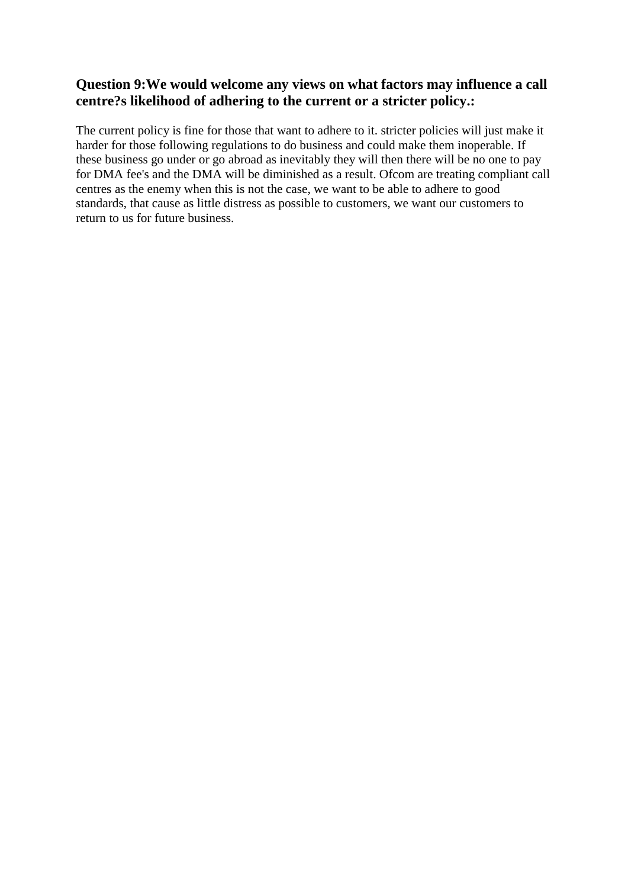**Question 9:We would welcome any views on what factors may influence a call centre?s likelihood of adhering to the current or a stricter policy.:**

The current policy is fine for those that want to adhere to it. stricter policies will just make it harder for those following regulations to do business and could make them inoperable. If these business go under or go abroad as inevitably they will then there will be no one to pay for DMA fee's and the DMA will be diminished as a result. Ofcom are treating compliant call centres as the enemy when this is not the case, we want to be able to adhere to good standards, that cause as little distress as possible to customers, we want our customers to return to us for future business.